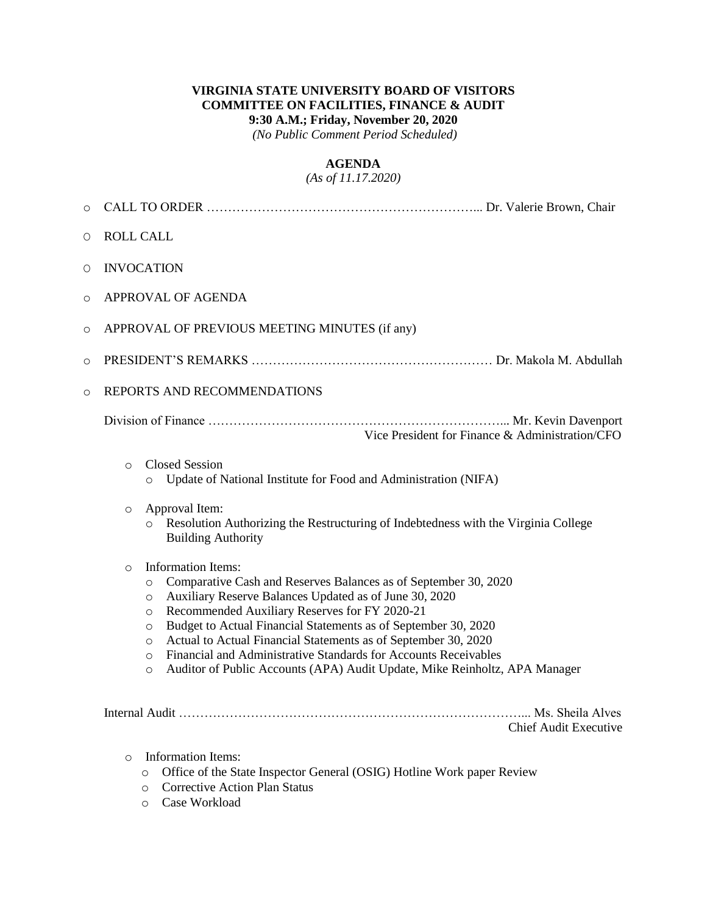**VIRGINIA STATE UNIVERSITY BOARD OF VISITORS**
**COMMITTEE ON FACILITIES, FINANCE & AUDIT**
**9:30 A.M.; Friday, November 20, 2020**
*(No Public Comment Period Scheduled)*

**AGENDA**
*(As of 11.17.2020)*

- CALL TO ORDER ………………………………………………………... Dr. Valerie Brown, Chair
- ROLL CALL
- INVOCATION
- APPROVAL OF AGENDA
- APPROVAL OF PREVIOUS MEETING MINUTES (if any)
- PRESIDENT'S REMARKS ………………………………………………… Dr. Makola M. Abdullah
- REPORTS AND RECOMMENDATIONS

Division of Finance …………………………………………………………... Mr. Kevin Davenport
Vice President for Finance & Administration/CFO

- Closed Session
  - Update of National Institute for Food and Administration (NIFA)
- Approval Item:
  - Resolution Authorizing the Restructuring of Indebtedness with the Virginia College Building Authority
- Information Items:
  - Comparative Cash and Reserves Balances as of September 30, 2020
  - Auxiliary Reserve Balances Updated as of June 30, 2020
  - Recommended Auxiliary Reserves for FY 2020-21
  - Budget to Actual Financial Statements as of September 30, 2020
  - Actual to Actual Financial Statements as of September 30, 2020
  - Financial and Administrative Standards for Accounts Receivables
  - Auditor of Public Accounts (APA) Audit Update, Mike Reinholtz, APA Manager

Internal Audit ……………………………………………………………………... Ms. Sheila Alves
Chief Audit Executive

- Information Items:
  - Office of the State Inspector General (OSIG) Hotline Work paper Review
  - Corrective Action Plan Status
  - Case Workload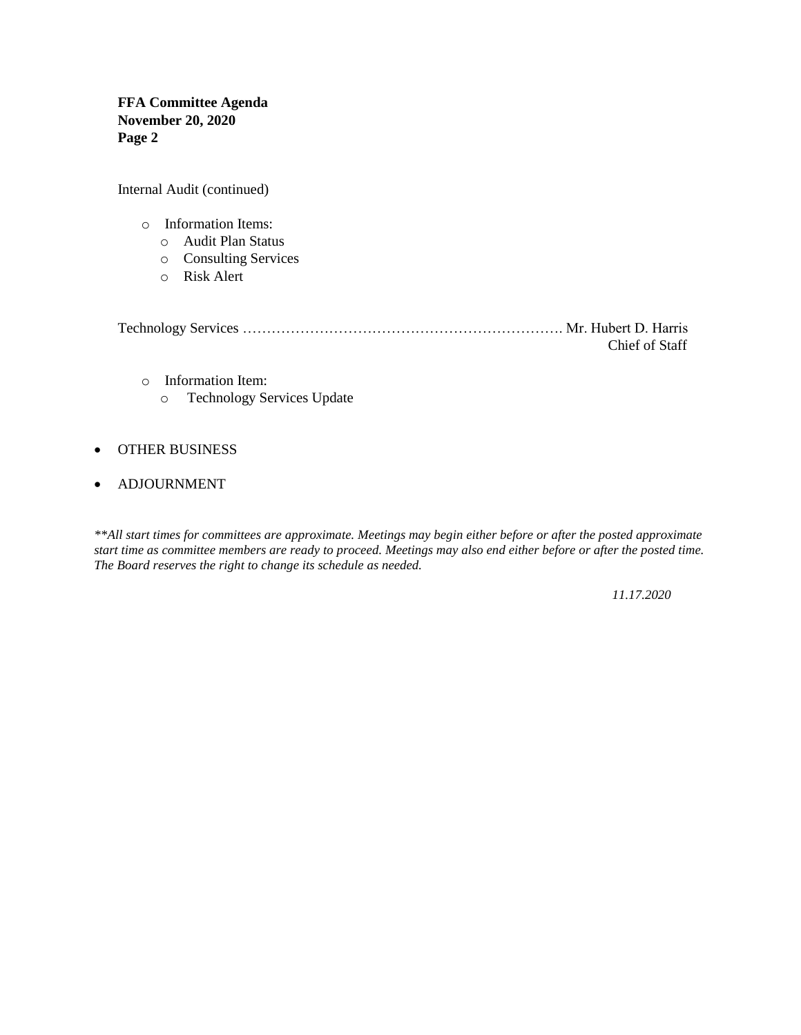**FFA Committee Agenda**
**November 20, 2020**
**Page 2**

Internal Audit (continued)

- Information Items:
  - Audit Plan Status
  - Consulting Services
  - Risk Alert

Technology Services ………………………………………………………… Mr. Hubert D. Harris
Chief of Staff

- Information Item:
  - Technology Services Update

- OTHER BUSINESS
- ADJOURNMENT

*\*\*All start times for committees are approximate. Meetings may begin either before or after the posted approximate start time as committee members are ready to proceed. Meetings may also end either before or after the posted time. The Board reserves the right to change its schedule as needed.*

*11.17.2020*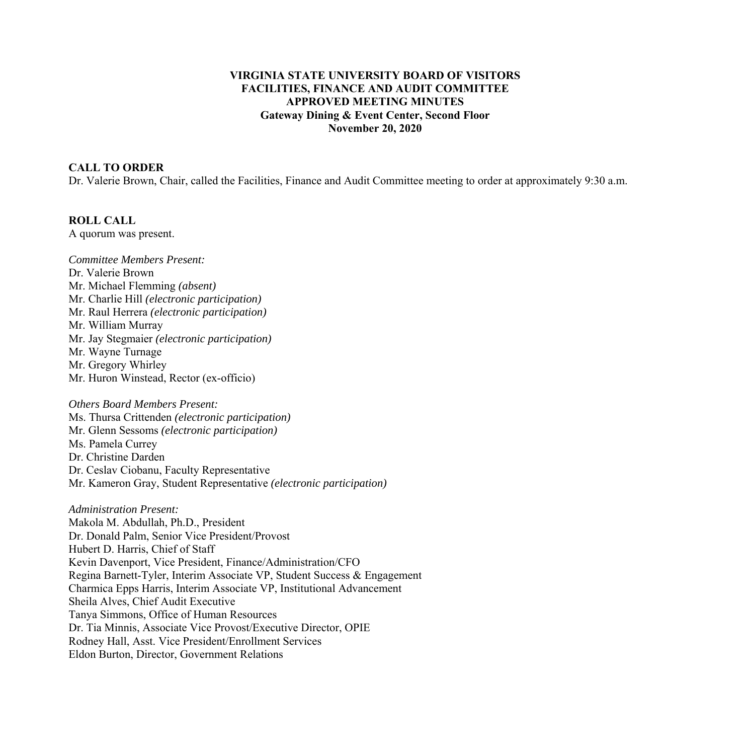**VIRGINIA STATE UNIVERSITY BOARD OF VISITORS**
**FACILITIES, FINANCE AND AUDIT COMMITTEE**
**APPROVED MEETING MINUTES**
**Gateway Dining & Event Center, Second Floor**
**November 20, 2020**

## CALL TO ORDER

Dr. Valerie Brown, Chair, called the Facilities, Finance and Audit Committee meeting to order at approximately 9:30 a.m.

## ROLL CALL

A quorum was present.

*Committee Members Present:*
Dr. Valerie Brown
Mr. Michael Flemming *(absent)*
Mr. Charlie Hill *(electronic participation)*
Mr. Raul Herrera *(electronic participation)*
Mr. William Murray
Mr. Jay Stegmaier *(electronic participation)*
Mr. Wayne Turnage
Mr. Gregory Whirley
Mr. Huron Winstead, Rector (ex-officio)

*Others Board Members Present:*
Ms. Thursa Crittenden *(electronic participation)*
Mr. Glenn Sessoms *(electronic participation)*
Ms. Pamela Currey
Dr. Christine Darden
Dr. Ceslav Ciobanu, Faculty Representative
Mr. Kameron Gray, Student Representative *(electronic participation)*

*Administration Present:*
Makola M. Abdullah, Ph.D., President
Dr. Donald Palm, Senior Vice President/Provost
Hubert D. Harris, Chief of Staff
Kevin Davenport, Vice President, Finance/Administration/CFO
Regina Barnett-Tyler, Interim Associate VP, Student Success & Engagement
Charmica Epps Harris, Interim Associate VP, Institutional Advancement
Sheila Alves, Chief Audit Executive
Tanya Simmons, Office of Human Resources
Dr. Tia Minnis, Associate Vice Provost/Executive Director, OPIE
Rodney Hall, Asst. Vice President/Enrollment Services
Eldon Burton, Director, Government Relations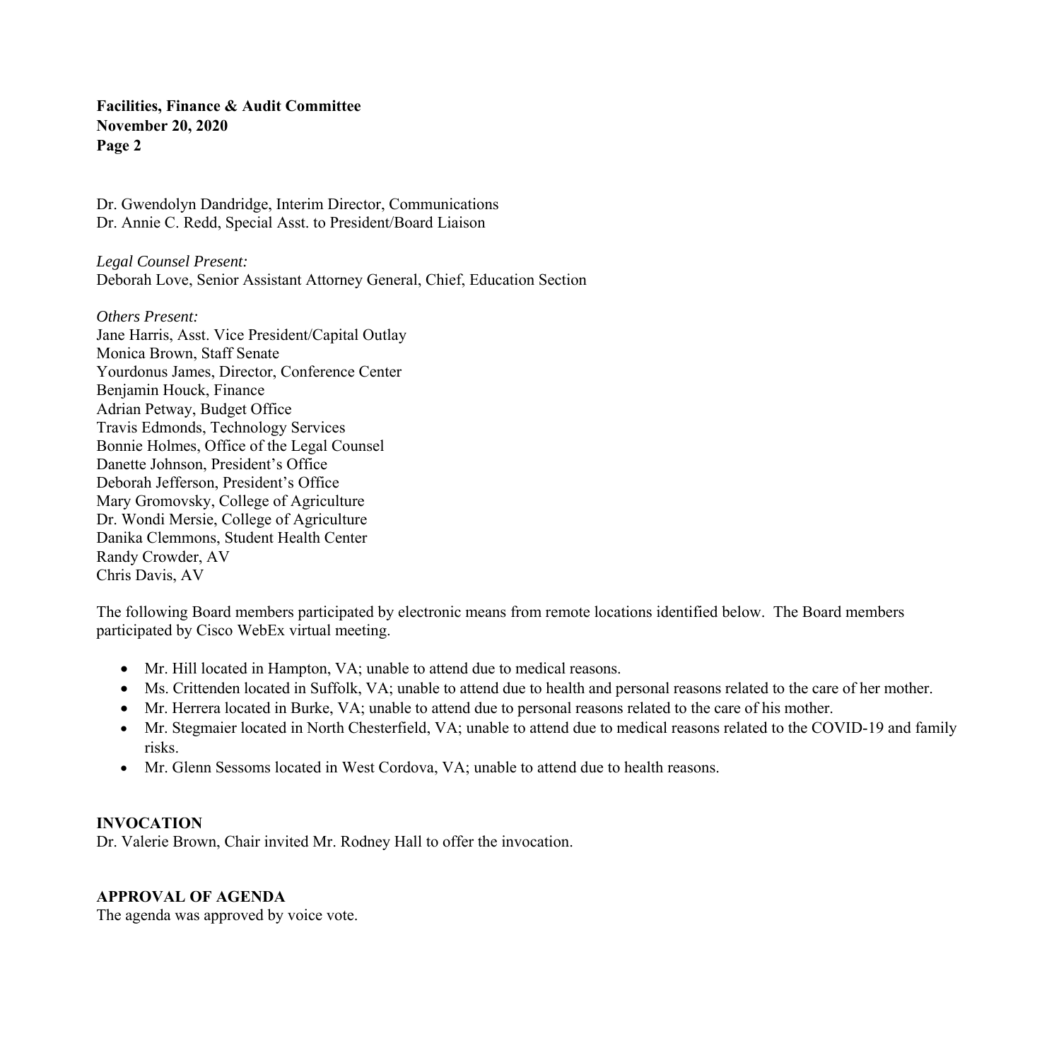Dr. Gwendolyn Dandridge, Interim Director, Communications
Dr. Annie C. Redd, Special Asst. to President/Board Liaison

*Legal Counsel Present:*
Deborah Love, Senior Assistant Attorney General, Chief, Education Section

*Others Present:*
Jane Harris, Asst. Vice President/Capital Outlay
Monica Brown, Staff Senate
Yourdonus James, Director, Conference Center
Benjamin Houck, Finance
Adrian Petway, Budget Office
Travis Edmonds, Technology Services
Bonnie Holmes, Office of the Legal Counsel
Danette Johnson, President's Office
Deborah Jefferson, President's Office
Mary Gromovsky, College of Agriculture
Dr. Wondi Mersie, College of Agriculture
Danika Clemmons, Student Health Center
Randy Crowder, AV
Chris Davis, AV

The following Board members participated by electronic means from remote locations identified below. The Board members participated by Cisco WebEx virtual meeting.

- Mr. Hill located in Hampton, VA; unable to attend due to medical reasons.
- Ms. Crittenden located in Suffolk, VA; unable to attend due to health and personal reasons related to the care of her mother.
- Mr. Herrera located in Burke, VA; unable to attend due to personal reasons related to the care of his mother.
- Mr. Stegmaier located in North Chesterfield, VA; unable to attend due to medical reasons related to the COVID-19 and family risks.
- Mr. Glenn Sessoms located in West Cordova, VA; unable to attend due to health reasons.

**INVOCATION**

Dr. Valerie Brown, Chair invited Mr. Rodney Hall to offer the invocation.

**APPROVAL OF AGENDA**

The agenda was approved by voice vote.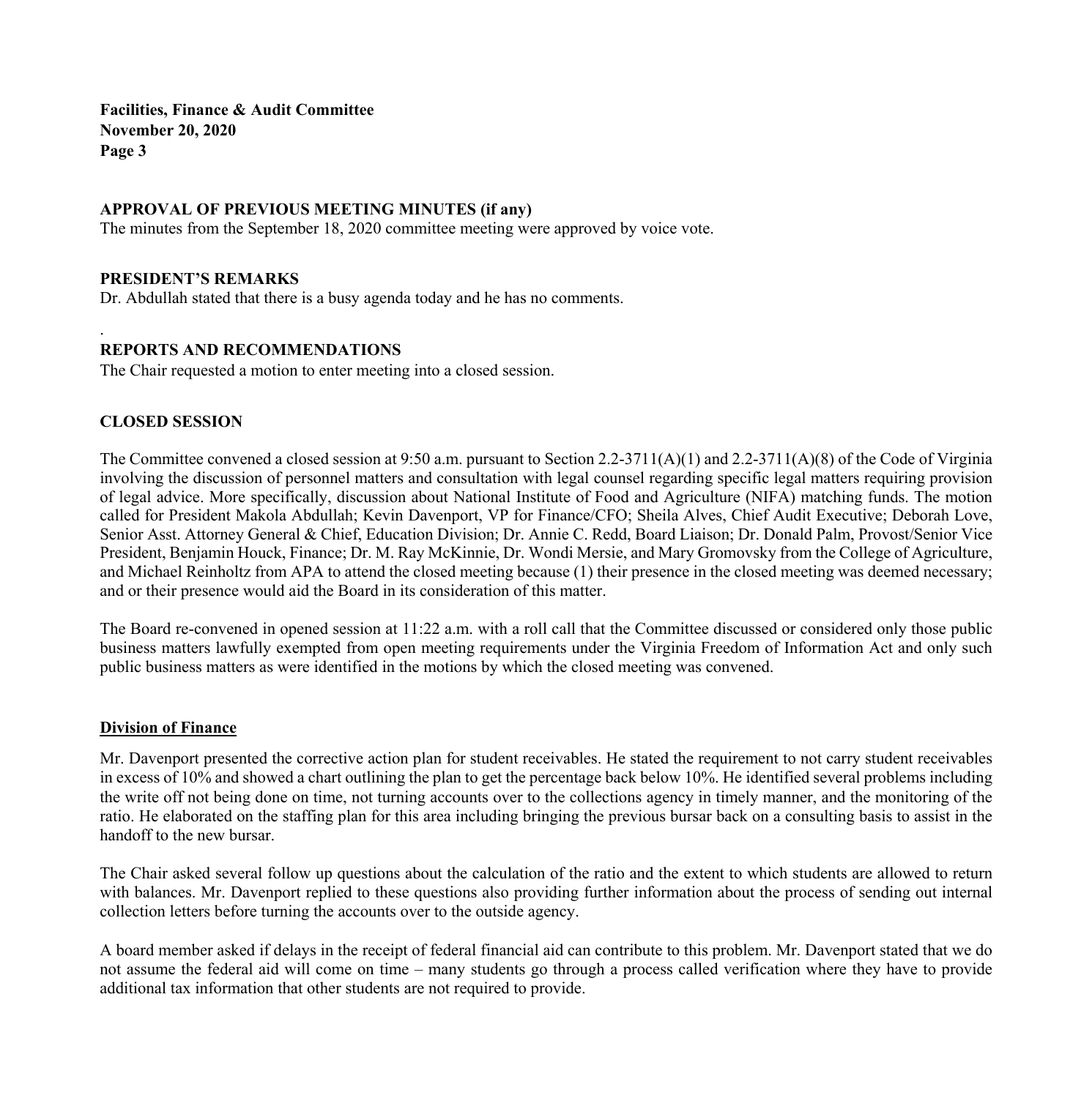## APPROVAL OF PREVIOUS MEETING MINUTES (if any)

The minutes from the September 18, 2020 committee meeting were approved by voice vote.

## PRESIDENT'S REMARKS

Dr. Abdullah stated that there is a busy agenda today and he has no comments.

.

## REPORTS AND RECOMMENDATIONS

The Chair requested a motion to enter meeting into a closed session.

## CLOSED SESSION

The Committee convened a closed session at 9:50 a.m. pursuant to Section 2.2-3711(A)(1) and 2.2-3711(A)(8) of the Code of Virginia involving the discussion of personnel matters and consultation with legal counsel regarding specific legal matters requiring provision of legal advice. More specifically, discussion about National Institute of Food and Agriculture (NIFA) matching funds. The motion called for President Makola Abdullah; Kevin Davenport, VP for Finance/CFO; Sheila Alves, Chief Audit Executive; Deborah Love, Senior Asst. Attorney General & Chief, Education Division; Dr. Annie C. Redd, Board Liaison; Dr. Donald Palm, Provost/Senior Vice President, Benjamin Houck, Finance; Dr. M. Ray McKinnie, Dr. Wondi Mersie, and Mary Gromovsky from the College of Agriculture, and Michael Reinholtz from APA to attend the closed meeting because (1) their presence in the closed meeting was deemed necessary; and or their presence would aid the Board in its consideration of this matter.

The Board re-convened in opened session at 11:22 a.m. with a roll call that the Committee discussed or considered only those public business matters lawfully exempted from open meeting requirements under the Virginia Freedom of Information Act and only such public business matters as were identified in the motions by which the closed meeting was convened.

### Division of Finance

Mr. Davenport presented the corrective action plan for student receivables. He stated the requirement to not carry student receivables in excess of 10% and showed a chart outlining the plan to get the percentage back below 10%. He identified several problems including the write off not being done on time, not turning accounts over to the collections agency in timely manner, and the monitoring of the ratio. He elaborated on the staffing plan for this area including bringing the previous bursar back on a consulting basis to assist in the handoff to the new bursar.

The Chair asked several follow up questions about the calculation of the ratio and the extent to which students are allowed to return with balances. Mr. Davenport replied to these questions also providing further information about the process of sending out internal collection letters before turning the accounts over to the outside agency.

A board member asked if delays in the receipt of federal financial aid can contribute to this problem. Mr. Davenport stated that we do not assume the federal aid will come on time – many students go through a process called verification where they have to provide additional tax information that other students are not required to provide.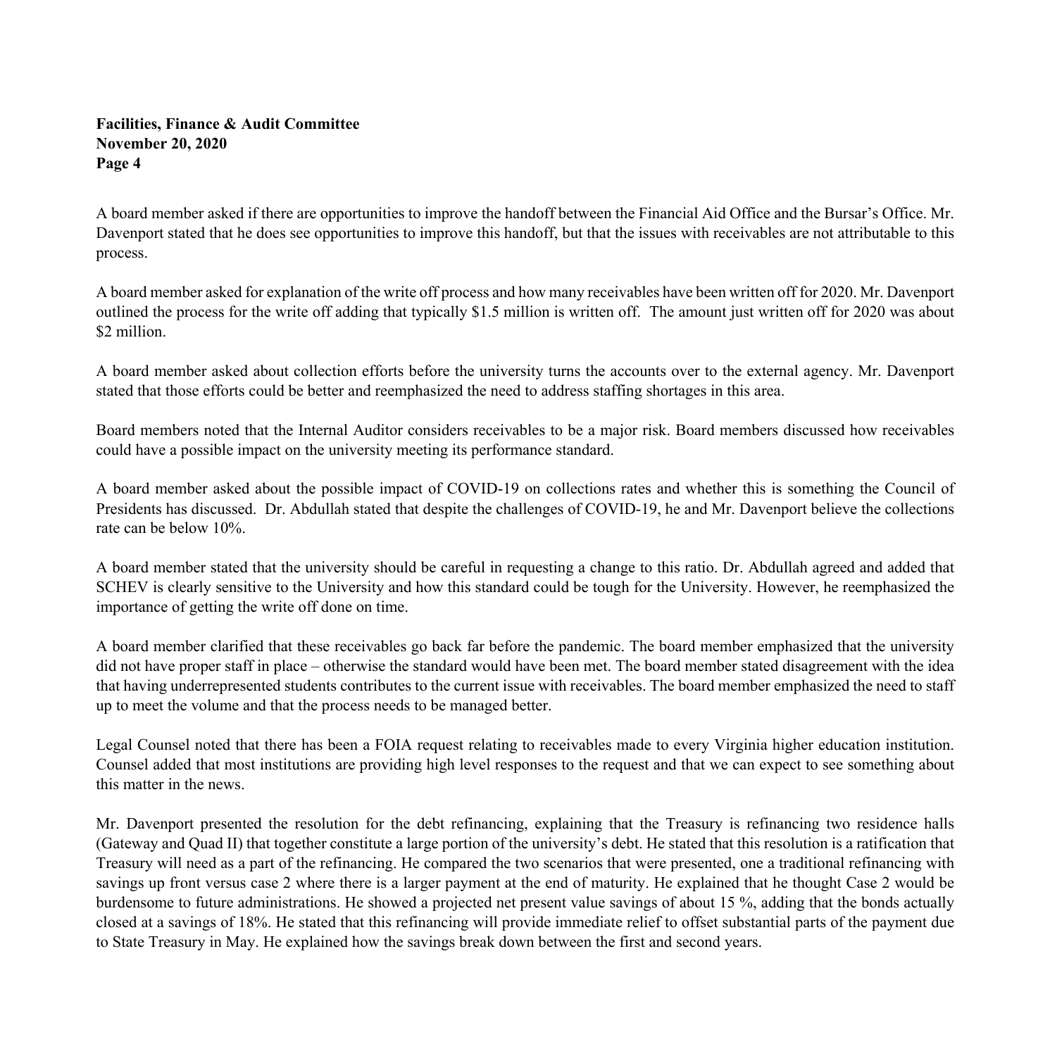A board member asked if there are opportunities to improve the handoff between the Financial Aid Office and the Bursar's Office. Mr. Davenport stated that he does see opportunities to improve this handoff, but that the issues with receivables are not attributable to this process.

A board member asked for explanation of the write off process and how many receivables have been written off for 2020. Mr. Davenport outlined the process for the write off adding that typically $1.5 million is written off. The amount just written off for 2020 was about $2 million.

A board member asked about collection efforts before the university turns the accounts over to the external agency. Mr. Davenport stated that those efforts could be better and reemphasized the need to address staffing shortages in this area.

Board members noted that the Internal Auditor considers receivables to be a major risk. Board members discussed how receivables could have a possible impact on the university meeting its performance standard.

A board member asked about the possible impact of COVID-19 on collections rates and whether this is something the Council of Presidents has discussed. Dr. Abdullah stated that despite the challenges of COVID-19, he and Mr. Davenport believe the collections rate can be below 10%.

A board member stated that the university should be careful in requesting a change to this ratio. Dr. Abdullah agreed and added that SCHEV is clearly sensitive to the University and how this standard could be tough for the University. However, he reemphasized the importance of getting the write off done on time.

A board member clarified that these receivables go back far before the pandemic. The board member emphasized that the university did not have proper staff in place – otherwise the standard would have been met. The board member stated disagreement with the idea that having underrepresented students contributes to the current issue with receivables. The board member emphasized the need to staff up to meet the volume and that the process needs to be managed better.

Legal Counsel noted that there has been a FOIA request relating to receivables made to every Virginia higher education institution. Counsel added that most institutions are providing high level responses to the request and that we can expect to see something about this matter in the news.

Mr. Davenport presented the resolution for the debt refinancing, explaining that the Treasury is refinancing two residence halls (Gateway and Quad II) that together constitute a large portion of the university's debt. He stated that this resolution is a ratification that Treasury will need as a part of the refinancing. He compared the two scenarios that were presented, one a traditional refinancing with savings up front versus case 2 where there is a larger payment at the end of maturity. He explained that he thought Case 2 would be burdensome to future administrations. He showed a projected net present value savings of about 15 %, adding that the bonds actually closed at a savings of 18%. He stated that this refinancing will provide immediate relief to offset substantial parts of the payment due to State Treasury in May. He explained how the savings break down between the first and second years.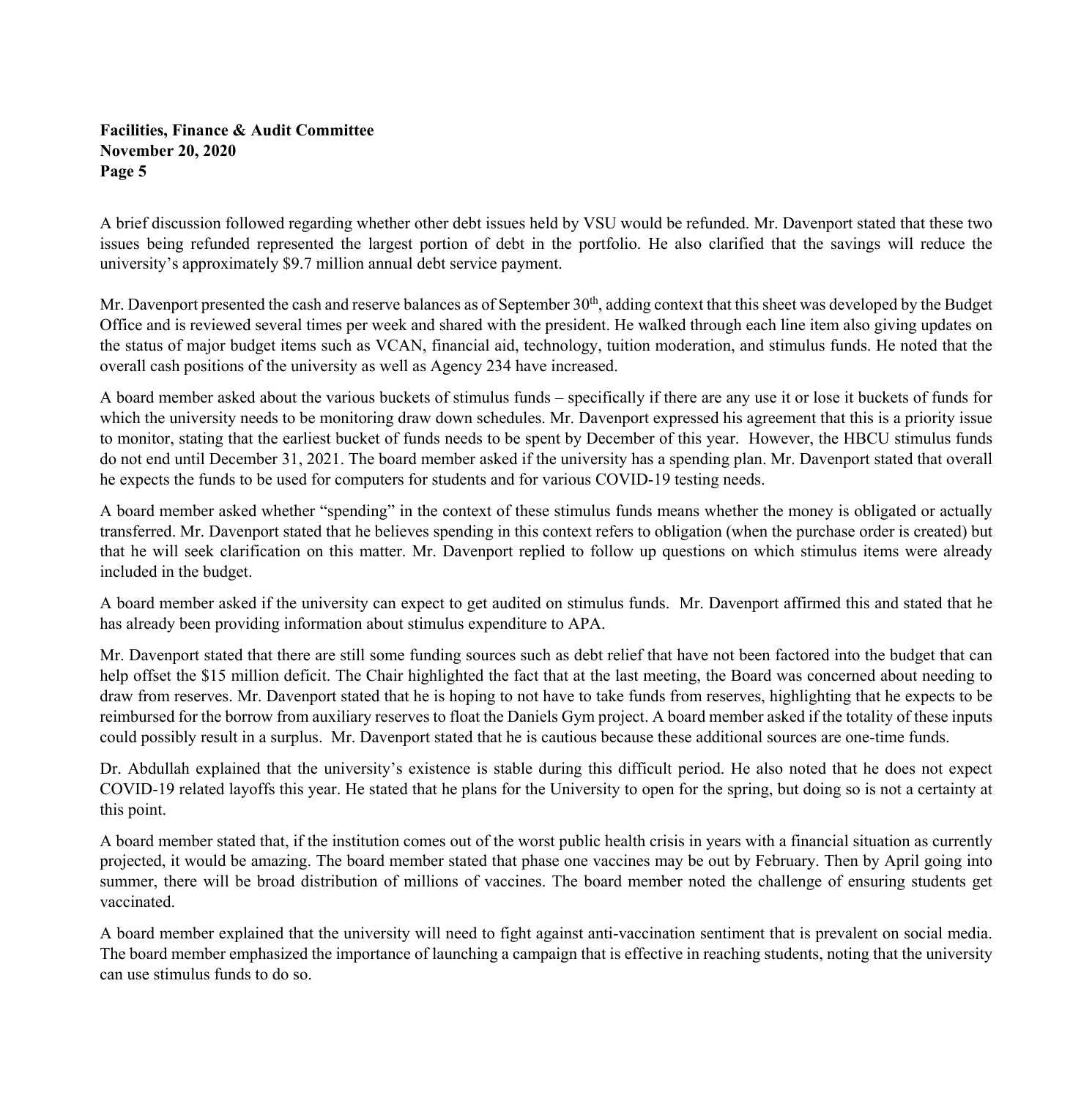A brief discussion followed regarding whether other debt issues held by VSU would be refunded. Mr. Davenport stated that these two issues being refunded represented the largest portion of debt in the portfolio. He also clarified that the savings will reduce the university's approximately $9.7 million annual debt service payment.

Mr. Davenport presented the cash and reserve balances as of September 30th, adding context that this sheet was developed by the Budget Office and is reviewed several times per week and shared with the president. He walked through each line item also giving updates on the status of major budget items such as VCAN, financial aid, technology, tuition moderation, and stimulus funds. He noted that the overall cash positions of the university as well as Agency 234 have increased.

A board member asked about the various buckets of stimulus funds – specifically if there are any use it or lose it buckets of funds for which the university needs to be monitoring draw down schedules. Mr. Davenport expressed his agreement that this is a priority issue to monitor, stating that the earliest bucket of funds needs to be spent by December of this year. However, the HBCU stimulus funds do not end until December 31, 2021. The board member asked if the university has a spending plan. Mr. Davenport stated that overall he expects the funds to be used for computers for students and for various COVID-19 testing needs.

A board member asked whether "spending" in the context of these stimulus funds means whether the money is obligated or actually transferred. Mr. Davenport stated that he believes spending in this context refers to obligation (when the purchase order is created) but that he will seek clarification on this matter. Mr. Davenport replied to follow up questions on which stimulus items were already included in the budget.

A board member asked if the university can expect to get audited on stimulus funds. Mr. Davenport affirmed this and stated that he has already been providing information about stimulus expenditure to APA.

Mr. Davenport stated that there are still some funding sources such as debt relief that have not been factored into the budget that can help offset the $15 million deficit. The Chair highlighted the fact that at the last meeting, the Board was concerned about needing to draw from reserves. Mr. Davenport stated that he is hoping to not have to take funds from reserves, highlighting that he expects to be reimbursed for the borrow from auxiliary reserves to float the Daniels Gym project. A board member asked if the totality of these inputs could possibly result in a surplus. Mr. Davenport stated that he is cautious because these additional sources are one-time funds.

Dr. Abdullah explained that the university's existence is stable during this difficult period. He also noted that he does not expect COVID-19 related layoffs this year. He stated that he plans for the University to open for the spring, but doing so is not a certainty at this point.

A board member stated that, if the institution comes out of the worst public health crisis in years with a financial situation as currently projected, it would be amazing. The board member stated that phase one vaccines may be out by February. Then by April going into summer, there will be broad distribution of millions of vaccines. The board member noted the challenge of ensuring students get vaccinated.

A board member explained that the university will need to fight against anti-vaccination sentiment that is prevalent on social media. The board member emphasized the importance of launching a campaign that is effective in reaching students, noting that the university can use stimulus funds to do so.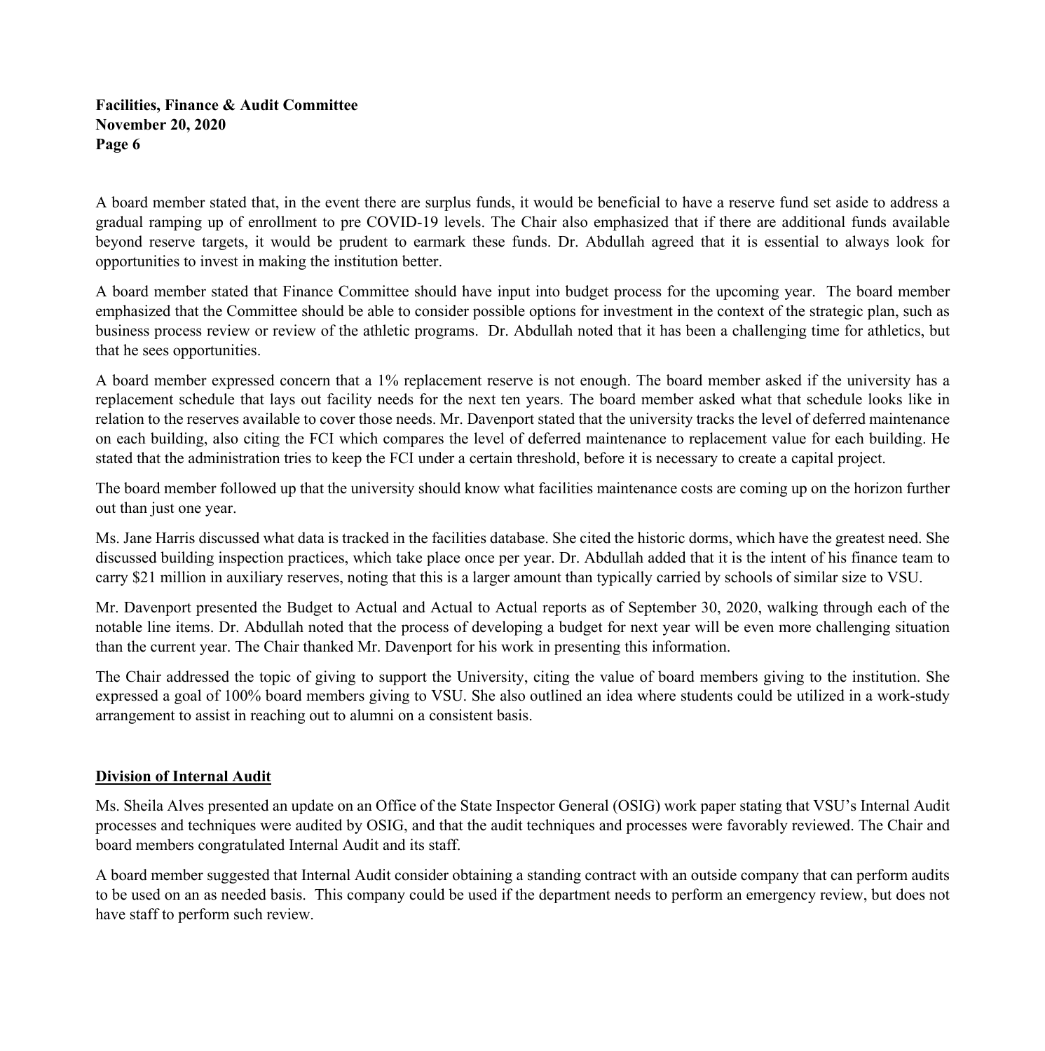A board member stated that, in the event there are surplus funds, it would be beneficial to have a reserve fund set aside to address a gradual ramping up of enrollment to pre COVID-19 levels. The Chair also emphasized that if there are additional funds available beyond reserve targets, it would be prudent to earmark these funds. Dr. Abdullah agreed that it is essential to always look for opportunities to invest in making the institution better.

A board member stated that Finance Committee should have input into budget process for the upcoming year. The board member emphasized that the Committee should be able to consider possible options for investment in the context of the strategic plan, such as business process review or review of the athletic programs. Dr. Abdullah noted that it has been a challenging time for athletics, but that he sees opportunities.

A board member expressed concern that a 1% replacement reserve is not enough. The board member asked if the university has a replacement schedule that lays out facility needs for the next ten years. The board member asked what that schedule looks like in relation to the reserves available to cover those needs. Mr. Davenport stated that the university tracks the level of deferred maintenance on each building, also citing the FCI which compares the level of deferred maintenance to replacement value for each building. He stated that the administration tries to keep the FCI under a certain threshold, before it is necessary to create a capital project.

The board member followed up that the university should know what facilities maintenance costs are coming up on the horizon further out than just one year.

Ms. Jane Harris discussed what data is tracked in the facilities database. She cited the historic dorms, which have the greatest need. She discussed building inspection practices, which take place once per year. Dr. Abdullah added that it is the intent of his finance team to carry $21 million in auxiliary reserves, noting that this is a larger amount than typically carried by schools of similar size to VSU.

Mr. Davenport presented the Budget to Actual and Actual to Actual reports as of September 30, 2020, walking through each of the notable line items. Dr. Abdullah noted that the process of developing a budget for next year will be even more challenging situation than the current year. The Chair thanked Mr. Davenport for his work in presenting this information.

The Chair addressed the topic of giving to support the University, citing the value of board members giving to the institution. She expressed a goal of 100% board members giving to VSU. She also outlined an idea where students could be utilized in a work-study arrangement to assist in reaching out to alumni on a consistent basis.

## Division of Internal Audit

Ms. Sheila Alves presented an update on an Office of the State Inspector General (OSIG) work paper stating that VSU's Internal Audit processes and techniques were audited by OSIG, and that the audit techniques and processes were favorably reviewed. The Chair and board members congratulated Internal Audit and its staff.

A board member suggested that Internal Audit consider obtaining a standing contract with an outside company that can perform audits to be used on an as needed basis. This company could be used if the department needs to perform an emergency review, but does not have staff to perform such review.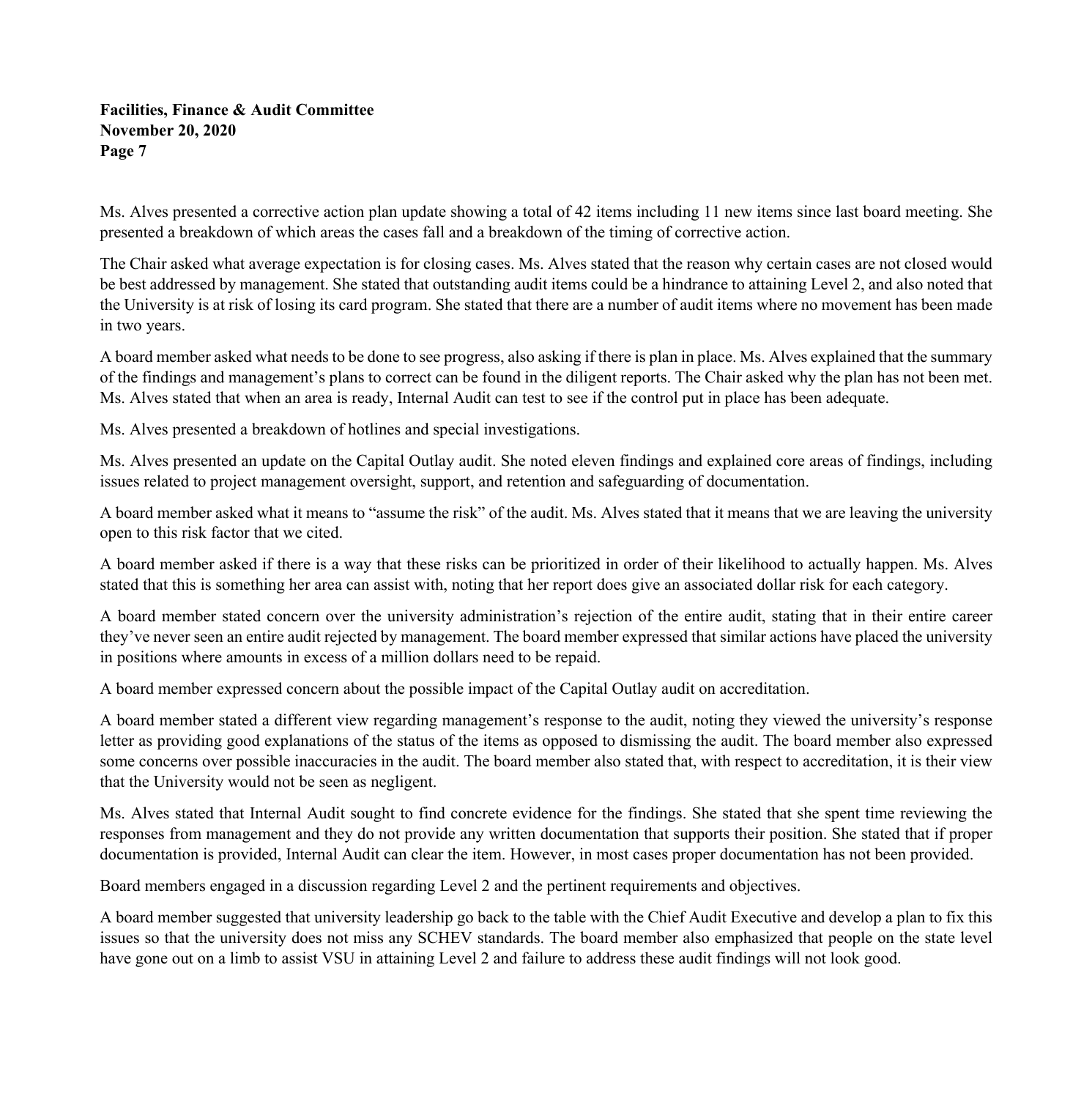Ms. Alves presented a corrective action plan update showing a total of 42 items including 11 new items since last board meeting. She presented a breakdown of which areas the cases fall and a breakdown of the timing of corrective action.

The Chair asked what average expectation is for closing cases. Ms. Alves stated that the reason why certain cases are not closed would be best addressed by management. She stated that outstanding audit items could be a hindrance to attaining Level 2, and also noted that the University is at risk of losing its card program. She stated that there are a number of audit items where no movement has been made in two years.

A board member asked what needs to be done to see progress, also asking if there is plan in place. Ms. Alves explained that the summary of the findings and management's plans to correct can be found in the diligent reports. The Chair asked why the plan has not been met. Ms. Alves stated that when an area is ready, Internal Audit can test to see if the control put in place has been adequate.

Ms. Alves presented a breakdown of hotlines and special investigations.

Ms. Alves presented an update on the Capital Outlay audit. She noted eleven findings and explained core areas of findings, including issues related to project management oversight, support, and retention and safeguarding of documentation.

A board member asked what it means to "assume the risk" of the audit. Ms. Alves stated that it means that we are leaving the university open to this risk factor that we cited.

A board member asked if there is a way that these risks can be prioritized in order of their likelihood to actually happen. Ms. Alves stated that this is something her area can assist with, noting that her report does give an associated dollar risk for each category.

A board member stated concern over the university administration's rejection of the entire audit, stating that in their entire career they've never seen an entire audit rejected by management. The board member expressed that similar actions have placed the university in positions where amounts in excess of a million dollars need to be repaid.

A board member expressed concern about the possible impact of the Capital Outlay audit on accreditation.

A board member stated a different view regarding management's response to the audit, noting they viewed the university's response letter as providing good explanations of the status of the items as opposed to dismissing the audit. The board member also expressed some concerns over possible inaccuracies in the audit. The board member also stated that, with respect to accreditation, it is their view that the University would not be seen as negligent.

Ms. Alves stated that Internal Audit sought to find concrete evidence for the findings. She stated that she spent time reviewing the responses from management and they do not provide any written documentation that supports their position. She stated that if proper documentation is provided, Internal Audit can clear the item. However, in most cases proper documentation has not been provided.

Board members engaged in a discussion regarding Level 2 and the pertinent requirements and objectives.

A board member suggested that university leadership go back to the table with the Chief Audit Executive and develop a plan to fix this issues so that the university does not miss any SCHEV standards. The board member also emphasized that people on the state level have gone out on a limb to assist VSU in attaining Level 2 and failure to address these audit findings will not look good.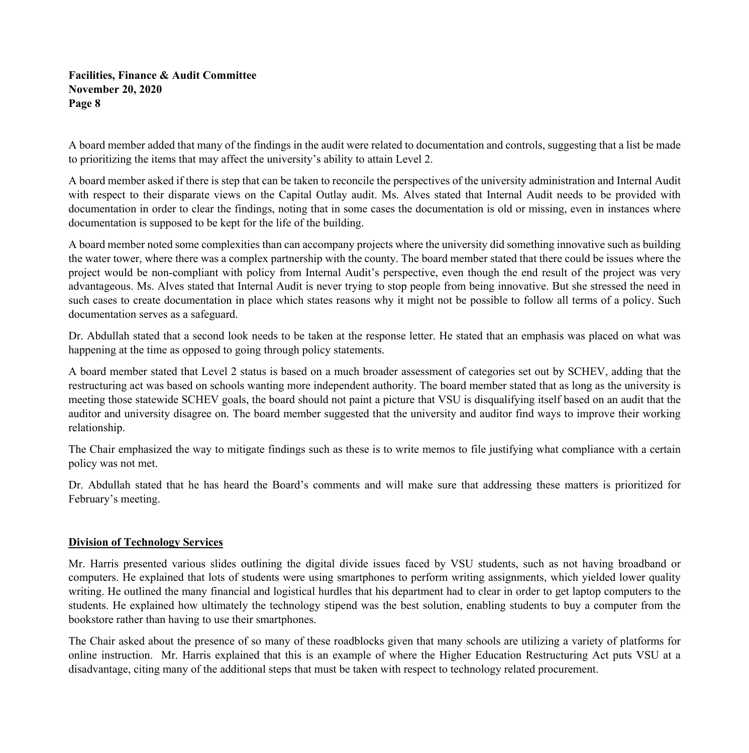A board member added that many of the findings in the audit were related to documentation and controls, suggesting that a list be made to prioritizing the items that may affect the university's ability to attain Level 2.

A board member asked if there is step that can be taken to reconcile the perspectives of the university administration and Internal Audit with respect to their disparate views on the Capital Outlay audit. Ms. Alves stated that Internal Audit needs to be provided with documentation in order to clear the findings, noting that in some cases the documentation is old or missing, even in instances where documentation is supposed to be kept for the life of the building.

A board member noted some complexities than can accompany projects where the university did something innovative such as building the water tower, where there was a complex partnership with the county. The board member stated that there could be issues where the project would be non-compliant with policy from Internal Audit's perspective, even though the end result of the project was very advantageous. Ms. Alves stated that Internal Audit is never trying to stop people from being innovative. But she stressed the need in such cases to create documentation in place which states reasons why it might not be possible to follow all terms of a policy. Such documentation serves as a safeguard.

Dr. Abdullah stated that a second look needs to be taken at the response letter. He stated that an emphasis was placed on what was happening at the time as opposed to going through policy statements.

A board member stated that Level 2 status is based on a much broader assessment of categories set out by SCHEV, adding that the restructuring act was based on schools wanting more independent authority. The board member stated that as long as the university is meeting those statewide SCHEV goals, the board should not paint a picture that VSU is disqualifying itself based on an audit that the auditor and university disagree on. The board member suggested that the university and auditor find ways to improve their working relationship.

The Chair emphasized the way to mitigate findings such as these is to write memos to file justifying what compliance with a certain policy was not met.

Dr. Abdullah stated that he has heard the Board's comments and will make sure that addressing these matters is prioritized for February's meeting.

**Division of Technology Services**

Mr. Harris presented various slides outlining the digital divide issues faced by VSU students, such as not having broadband or computers. He explained that lots of students were using smartphones to perform writing assignments, which yielded lower quality writing. He outlined the many financial and logistical hurdles that his department had to clear in order to get laptop computers to the students. He explained how ultimately the technology stipend was the best solution, enabling students to buy a computer from the bookstore rather than having to use their smartphones.

The Chair asked about the presence of so many of these roadblocks given that many schools are utilizing a variety of platforms for online instruction. Mr. Harris explained that this is an example of where the Higher Education Restructuring Act puts VSU at a disadvantage, citing many of the additional steps that must be taken with respect to technology related procurement.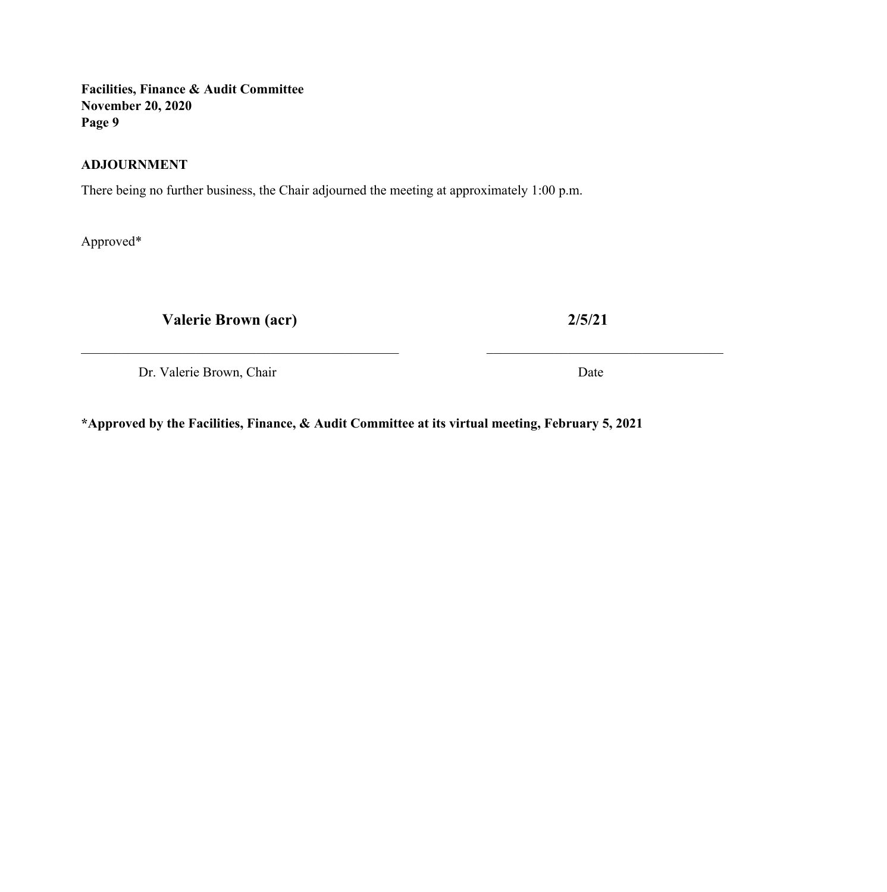## ADJOURNMENT

There being no further business, the Chair adjourned the meeting at approximately 1:00 p.m.

Approved*

**Valerie Brown (acr)** **2/5/21**

Dr. Valerie Brown, Chair Date

**\*Approved by the Facilities, Finance, & Audit Committee at its virtual meeting, February 5, 2021**